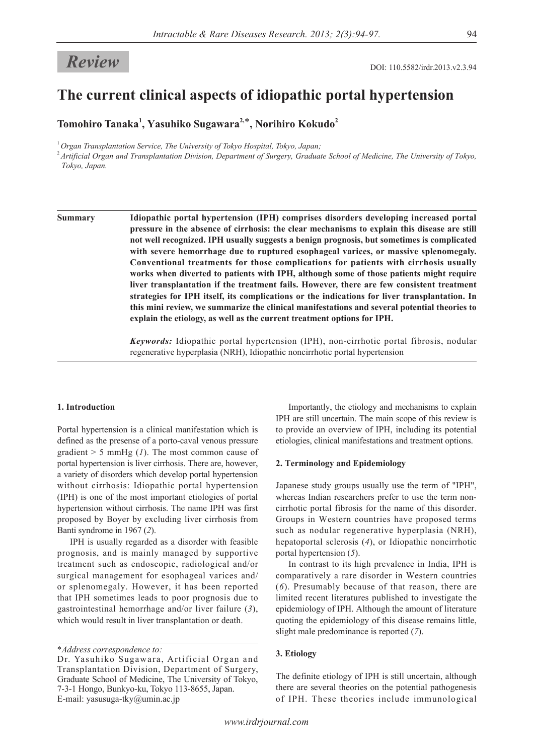*Review*

DOI: 110.5582/irdr.2013.v2.3.94

# The current clinical aspects of idiopathic portal hypertension

**Tomohiro Tanaka[1], Yasuhiko Sugawara[2,*], Norihiro Kokudo[2]**

[1] *Organ Transplantation Service, The University of Tokyo Hospital, Tokyo, Japan;*

[2] *Artificial Organ and Transplantation Division, Department of Surgery, Graduate School of Medicine, The University of Tokyo, Tokyo, Japan.*

**Summary** **Idiopathic portal hypertension (IPH) comprises disorders developing increased portal pressure in the absence of cirrhosis: the clear mechanisms to explain this disease are still not well recognized. IPH usually suggests a benign prognosis, but sometimes is complicated with severe hemorrhage due to ruptured esophageal varices, or massive splenomegaly. Conventional treatments for those complications for patients with cirrhosis usually works when diverted to patients with IPH, although some of those patients might require liver transplantation if the treatment fails. However, there are few consistent treatment strategies for IPH itself, its complications or the indications for liver transplantation. In this mini review, we summarize the clinical manifestations and several potential theories to explain the etiology, as well as the current treatment options for IPH.**

*Keywords:* Idiopathic portal hypertension (IPH), non-cirrhotic portal fibrosis, nodular regenerative hyperplasia (NRH), Idiopathic noncirrhotic portal hypertension

## 1. Introduction

Portal hypertension is a clinical manifestation which is defined as the presense of a porto-caval venous pressure gradient > 5 mmHg (*1*). The most common cause of portal hypertension is liver cirrhosis. There are, however, a variety of disorders which develop portal hypertension without cirrhosis: Idiopathic portal hypertension (IPH) is one of the most important etiologies of portal hypertension without cirrhosis. The name IPH was first proposed by Boyer by excluding liver cirrhosis from Banti syndrome in 1967 (*2*).

IPH is usually regarded as a disorder with feasible prognosis, and is mainly managed by supportive treatment such as endoscopic, radiological and/or surgical management for esophageal varices and/or splenomegaly. However, it has been reported that IPH sometimes leads to poor prognosis due to gastrointestinal hemorrhage and/or liver failure (*3*), which would result in liver transplantation or death.

Importantly, the etiology and mechanisms to explain IPH are still uncertain. The main scope of this review is to provide an overview of IPH, including its potential etiologies, clinical manifestations and treatment options.

## 2. Terminology and Epidemiology

Japanese study groups usually use the term of "IPH", whereas Indian researchers prefer to use the term non-cirrhotic portal fibrosis for the name of this disorder. Groups in Western countries have proposed terms such as nodular regenerative hyperplasia (NRH), hepatoportal sclerosis (*4*), or Idiopathic noncirrhotic portal hypertension (*5*).

In contrast to its high prevalence in India, IPH is comparatively a rare disorder in Western countries (*6*). Presumably because of that reason, there are limited recent literatures published to investigate the epidemiology of IPH. Although the amount of literature quoting the epidemiology of this disease remains little, slight male predominance is reported (*7*).

## 3. Etiology

The definite etiology of IPH is still uncertain, although there are several theories on the potential pathogenesis of IPH. These theories include immunological

\*Address correspondence to:
Dr. Yasuhiko Sugawara, Artificial Organ and Transplantation Division, Department of Surgery, Graduate School of Medicine, The University of Tokyo, 7-3-1 Hongo, Bunkyo-ku, Tokyo 113-8655, Japan.
E-mail: yasusuga-tky@umin.ac.jp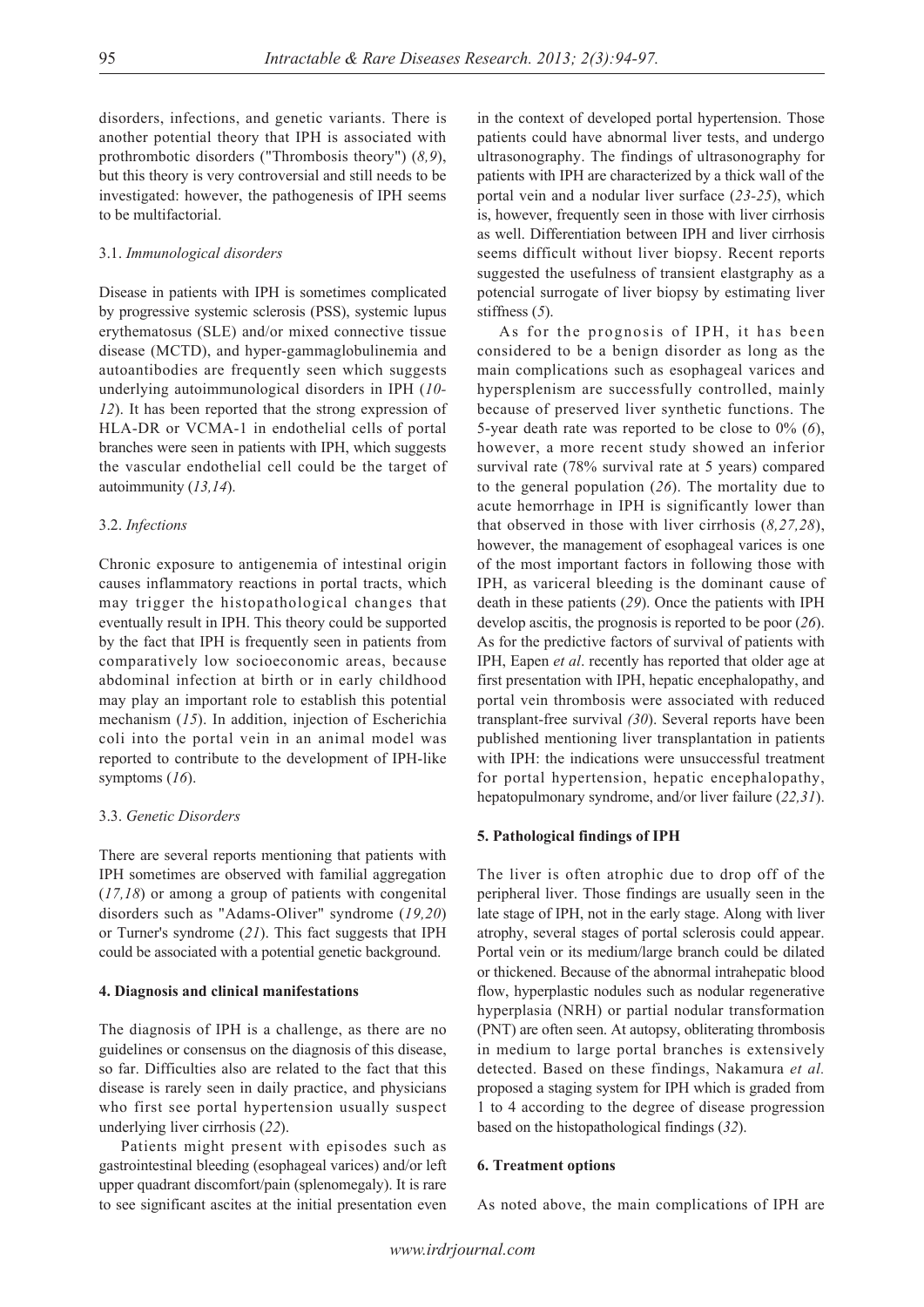disorders, infections, and genetic variants. There is another potential theory that IPH is associated with prothrombotic disorders ("Thrombosis theory") (*8,9*), but this theory is very controversial and still needs to be investigated: however, the pathogenesis of IPH seems to be multifactorial.

### 3.1. *Immunological disorders*

Disease in patients with IPH is sometimes complicated by progressive systemic sclerosis (PSS), systemic lupus erythematosus (SLE) and/or mixed connective tissue disease (MCTD), and hyper-gammaglobulinemia and autoantibodies are frequently seen which suggests underlying autoimmunological disorders in IPH (*10-12*). It has been reported that the strong expression of HLA-DR or VCMA-1 in endothelial cells of portal branches were seen in patients with IPH, which suggests the vascular endothelial cell could be the target of autoimmunity (*13,14*).

### 3.2. *Infections*

Chronic exposure to antigenemia of intestinal origin causes inflammatory reactions in portal tracts, which may trigger the histopathological changes that eventually result in IPH. This theory could be supported by the fact that IPH is frequently seen in patients from comparatively low socioeconomic areas, because abdominal infection at birth or in early childhood may play an important role to establish this potential mechanism (*15*). In addition, injection of Escherichia coli into the portal vein in an animal model was reported to contribute to the development of IPH-like symptoms (*16*).

### 3.3. *Genetic Disorders*

There are several reports mentioning that patients with IPH sometimes are observed with familial aggregation (*17,18*) or among a group of patients with congenital disorders such as "Adams-Oliver" syndrome (*19,20*) or Turner's syndrome (*21*). This fact suggests that IPH could be associated with a potential genetic background.

## 4. Diagnosis and clinical manifestations

The diagnosis of IPH is a challenge, as there are no guidelines or consensus on the diagnosis of this disease, so far. Difficulties also are related to the fact that this disease is rarely seen in daily practice, and physicians who first see portal hypertension usually suspect underlying liver cirrhosis (*22*).

Patients might present with episodes such as gastrointestinal bleeding (esophageal varices) and/or left upper quadrant discomfort/pain (splenomegaly). It is rare to see significant ascites at the initial presentation even in the context of developed portal hypertension. Those patients could have abnormal liver tests, and undergo ultrasonography. The findings of ultrasonography for patients with IPH are characterized by a thick wall of the portal vein and a nodular liver surface (*23-25*), which is, however, frequently seen in those with liver cirrhosis as well. Differentiation between IPH and liver cirrhosis seems difficult without liver biopsy. Recent reports suggested the usefulness of transient elastgraphy as a potencial surrogate of liver biopsy by estimating liver stiffness (*5*).

As for the prognosis of IPH, it has been considered to be a benign disorder as long as the main complications such as esophageal varices and hypersplenism are successfully controlled, mainly because of preserved liver synthetic functions. The 5-year death rate was reported to be close to 0% (*6*), however, a more recent study showed an inferior survival rate (78% survival rate at 5 years) compared to the general population (*26*). The mortality due to acute hemorrhage in IPH is significantly lower than that observed in those with liver cirrhosis (*8,27,28*), however, the management of esophageal varices is one of the most important factors in following those with IPH, as variceral bleeding is the dominant cause of death in these patients (*29*). Once the patients with IPH develop ascitis, the prognosis is reported to be poor (*26*). As for the predictive factors of survival of patients with IPH, Eapen *et al*. recently has reported that older age at first presentation with IPH, hepatic encephalopathy, and portal vein thrombosis were associated with reduced transplant-free survival *(30*). Several reports have been published mentioning liver transplantation in patients with IPH: the indications were unsuccessful treatment for portal hypertension, hepatic encephalopathy, hepatopulmonary syndrome, and/or liver failure (*22,31*).

## 5. Pathological findings of IPH

The liver is often atrophic due to drop off of the peripheral liver. Those findings are usually seen in the late stage of IPH, not in the early stage. Along with liver atrophy, several stages of portal sclerosis could appear. Portal vein or its medium/large branch could be dilated or thickened. Because of the abnormal intrahepatic blood flow, hyperplastic nodules such as nodular regenerative hyperplasia (NRH) or partial nodular transformation (PNT) are often seen. At autopsy, obliterating thrombosis in medium to large portal branches is extensively detected. Based on these findings, Nakamura *et al.* proposed a staging system for IPH which is graded from 1 to 4 according to the degree of disease progression based on the histopathological findings (*32*).

## 6. Treatment options

As noted above, the main complications of IPH are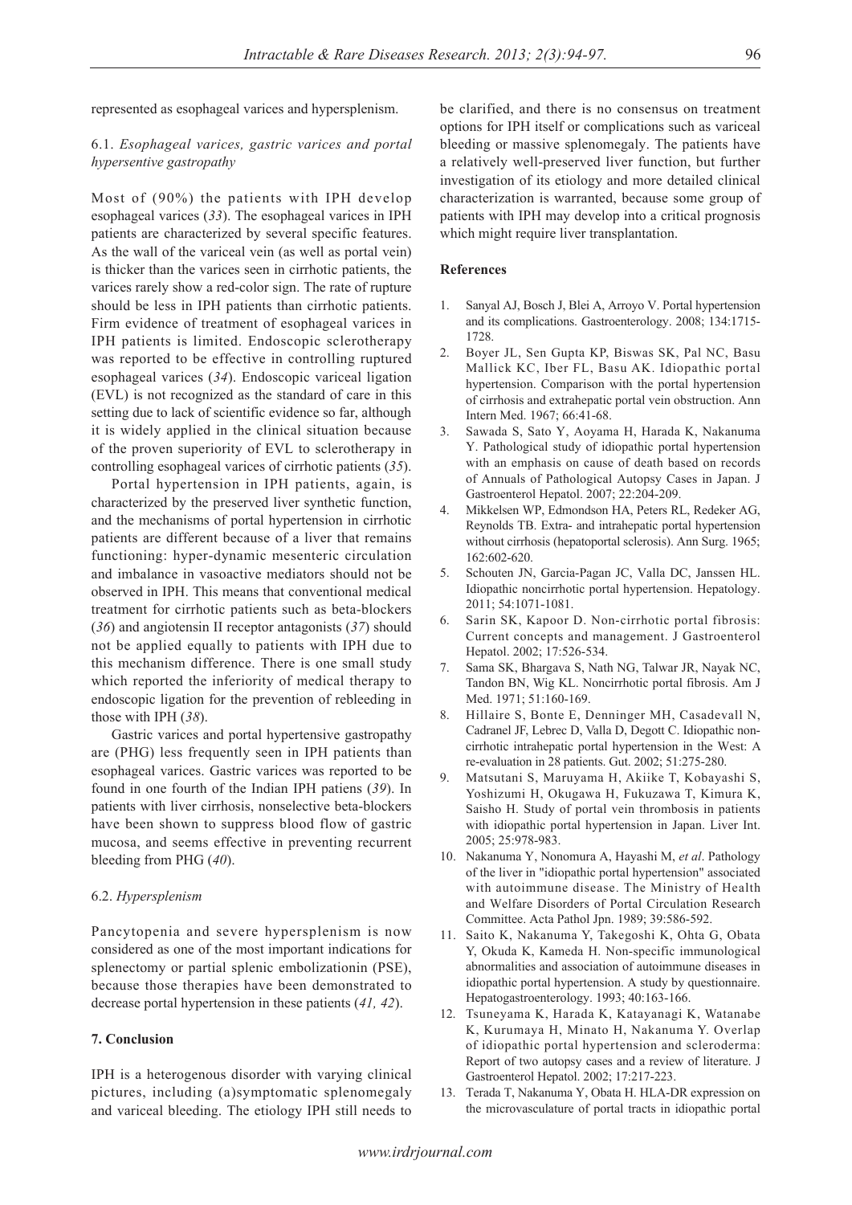represented as esophageal varices and hypersplenism.

### 6.1. *Esophageal varices, gastric varices and portal hypersentive gastropathy*

Most of (90%) the patients with IPH develop esophageal varices (*33*). The esophageal varices in IPH patients are characterized by several specific features. As the wall of the variceal vein (as well as portal vein) is thicker than the varices seen in cirrhotic patients, the varices rarely show a red-color sign. The rate of rupture should be less in IPH patients than cirrhotic patients. Firm evidence of treatment of esophageal varices in IPH patients is limited. Endoscopic sclerotherapy was reported to be effective in controlling ruptured esophageal varices (*34*). Endoscopic variceal ligation (EVL) is not recognized as the standard of care in this setting due to lack of scientific evidence so far, although it is widely applied in the clinical situation because of the proven superiority of EVL to sclerotherapy in controlling esophageal varices of cirrhotic patients (*35*).

Portal hypertension in IPH patients, again, is characterized by the preserved liver synthetic function, and the mechanisms of portal hypertension in cirrhotic patients are different because of a liver that remains functioning: hyper-dynamic mesenteric circulation and imbalance in vasoactive mediators should not be observed in IPH. This means that conventional medical treatment for cirrhotic patients such as beta-blockers (*36*) and angiotensin II receptor antagonists (*37*) should not be applied equally to patients with IPH due to this mechanism difference. There is one small study which reported the inferiority of medical therapy to endoscopic ligation for the prevention of rebleeding in those with IPH (*38*).

Gastric varices and portal hypertensive gastropathy are (PHG) less frequently seen in IPH patients than esophageal varices. Gastric varices was reported to be found in one fourth of the Indian IPH patiens (*39*). In patients with liver cirrhosis, nonselective beta-blockers have been shown to suppress blood flow of gastric mucosa, and seems effective in preventing recurrent bleeding from PHG (*40*).

### 6.2. *Hypersplenism*

Pancytopenia and severe hypersplenism is now considered as one of the most important indications for splenectomy or partial splenic embolizationin (PSE), because those therapies have been demonstrated to decrease portal hypertension in these patients (*41, 42*).

## 7. Conclusion

IPH is a heterogenous disorder with varying clinical pictures, including (a)symptomatic splenomegaly and variceal bleeding. The etiology IPH still needs to be clarified, and there is no consensus on treatment options for IPH itself or complications such as variceal bleeding or massive splenomegaly. The patients have a relatively well-preserved liver function, but further investigation of its etiology and more detailed clinical characterization is warranted, because some group of patients with IPH may develop into a critical prognosis which might require liver transplantation.

## References

1. Sanyal AJ, Bosch J, Blei A, Arroyo V. Portal hypertension and its complications. Gastroenterology. 2008; 134:1715-1728.
2. Boyer JL, Sen Gupta KP, Biswas SK, Pal NC, Basu Mallick KC, Iber FL, Basu AK. Idiopathic portal hypertension. Comparison with the portal hypertension of cirrhosis and extrahepatic portal vein obstruction. Ann Intern Med. 1967; 66:41-68.
3. Sawada S, Sato Y, Aoyama H, Harada K, Nakanuma Y. Pathological study of idiopathic portal hypertension with an emphasis on cause of death based on records of Annuals of Pathological Autopsy Cases in Japan. J Gastroenterol Hepatol. 2007; 22:204-209.
4. Mikkelsen WP, Edmondson HA, Peters RL, Redeker AG, Reynolds TB. Extra- and intrahepatic portal hypertension without cirrhosis (hepatoportal sclerosis). Ann Surg. 1965; 162:602-620.
5. Schouten JN, Garcia-Pagan JC, Valla DC, Janssen HL. Idiopathic noncirrhotic portal hypertension. Hepatology. 2011; 54:1071-1081.
6. Sarin SK, Kapoor D. Non-cirrhotic portal fibrosis: Current concepts and management. J Gastroenterol Hepatol. 2002; 17:526-534.
7. Sama SK, Bhargava S, Nath NG, Talwar JR, Nayak NC, Tandon BN, Wig KL. Noncirrhotic portal fibrosis. Am J Med. 1971; 51:160-169.
8. Hillaire S, Bonte E, Denninger MH, Casadevall N, Cadranel JF, Lebrec D, Valla D, Degott C. Idiopathic non-cirrhotic intrahepatic portal hypertension in the West: A re-evaluation in 28 patients. Gut. 2002; 51:275-280.
9. Matsutani S, Maruyama H, Akiike T, Kobayashi S, Yoshizumi H, Okugawa H, Fukuzawa T, Kimura K, Saisho H. Study of portal vein thrombosis in patients with idiopathic portal hypertension in Japan. Liver Int. 2005; 25:978-983.
10. Nakanuma Y, Nonomura A, Hayashi M, *et al*. Pathology of the liver in "idiopathic portal hypertension" associated with autoimmune disease. The Ministry of Health and Welfare Disorders of Portal Circulation Research Committee. Acta Pathol Jpn. 1989; 39:586-592.
11. Saito K, Nakanuma Y, Takegoshi K, Ohta G, Obata Y, Okuda K, Kameda H. Non-specific immunological abnormalities and association of autoimmune diseases in idiopathic portal hypertension. A study by questionnaire. Hepatogastroenterology. 1993; 40:163-166.
12. Tsuneyama K, Harada K, Katayanagi K, Watanabe K, Kurumaya H, Minato H, Nakanuma Y. Overlap of idiopathic portal hypertension and scleroderma: Report of two autopsy cases and a review of literature. J Gastroenterol Hepatol. 2002; 17:217-223.
13. Terada T, Nakanuma Y, Obata H. HLA-DR expression on the microvasculature of portal tracts in idiopathic portal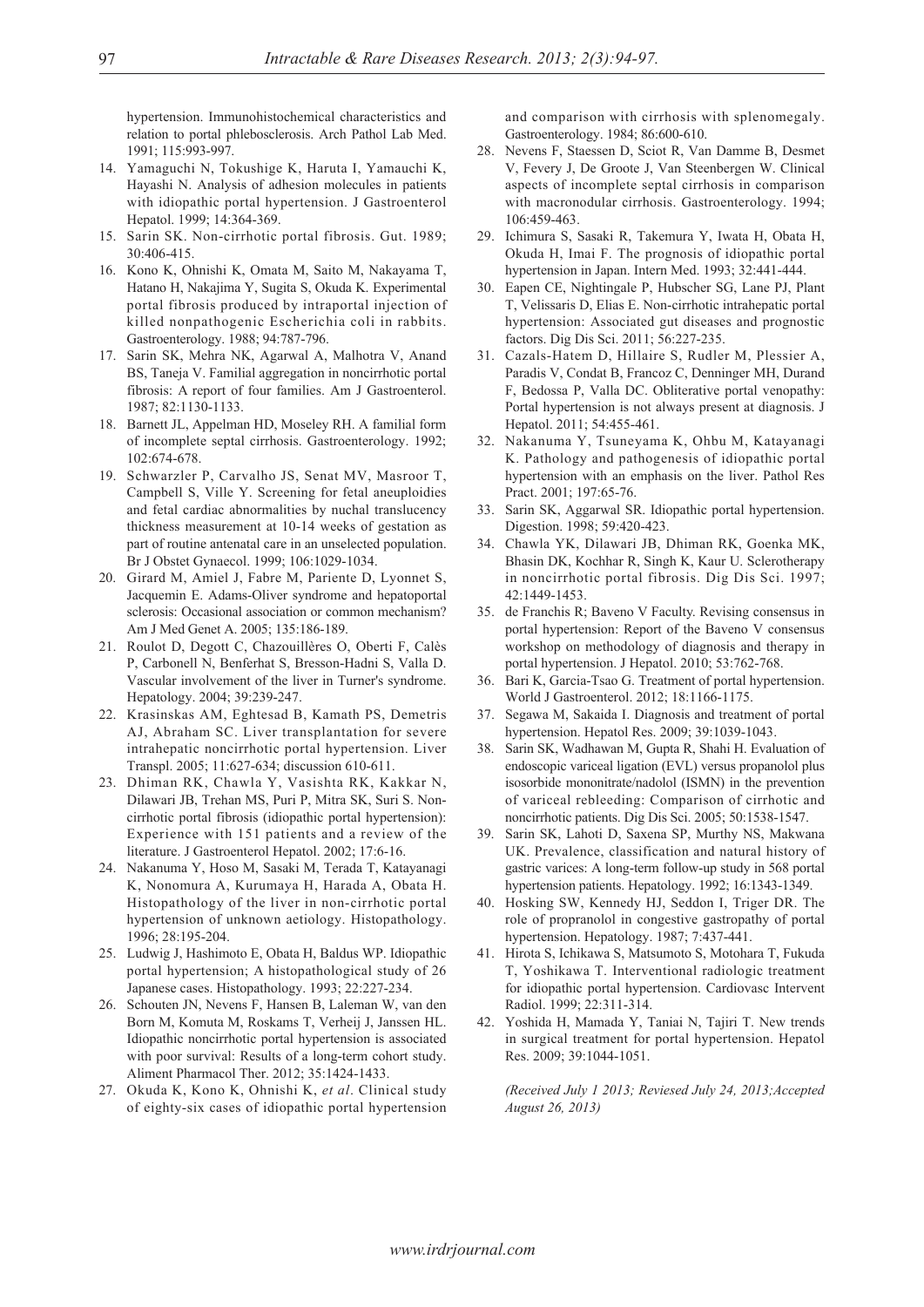hypertension. Immunohistochemical characteristics and relation to portal phlebosclerosis. Arch Pathol Lab Med. 1991; 115:993-997.

14. Yamaguchi N, Tokushige K, Haruta I, Yamauchi K, Hayashi N. Analysis of adhesion molecules in patients with idiopathic portal hypertension. J Gastroenterol Hepatol. 1999; 14:364-369.
15. Sarin SK. Non-cirrhotic portal fibrosis. Gut. 1989; 30:406-415.
16. Kono K, Ohnishi K, Omata M, Saito M, Nakayama T, Hatano H, Nakajima Y, Sugita S, Okuda K. Experimental portal fibrosis produced by intraportal injection of killed nonpathogenic Escherichia coli in rabbits. Gastroenterology. 1988; 94:787-796.
17. Sarin SK, Mehra NK, Agarwal A, Malhotra V, Anand BS, Taneja V. Familial aggregation in noncirrhotic portal fibrosis: A report of four families. Am J Gastroenterol. 1987; 82:1130-1133.
18. Barnett JL, Appelman HD, Moseley RH. A familial form of incomplete septal cirrhosis. Gastroenterology. 1992; 102:674-678.
19. Schwarzler P, Carvalho JS, Senat MV, Masroor T, Campbell S, Ville Y. Screening for fetal aneuploidies and fetal cardiac abnormalities by nuchal translucency thickness measurement at 10-14 weeks of gestation as part of routine antenatal care in an unselected population. Br J Obstet Gynaecol. 1999; 106:1029-1034.
20. Girard M, Amiel J, Fabre M, Pariente D, Lyonnet S, Jacquemin E. Adams-Oliver syndrome and hepatoportal sclerosis: Occasional association or common mechanism? Am J Med Genet A. 2005; 135:186-189.
21. Roulot D, Degott C, Chazouillères O, Oberti F, Calès P, Carbonell N, Benferhat S, Bresson-Hadni S, Valla D. Vascular involvement of the liver in Turner's syndrome. Hepatology. 2004; 39:239-247.
22. Krasinskas AM, Eghtesad B, Kamath PS, Demetris AJ, Abraham SC. Liver transplantation for severe intrahepatic noncirrhotic portal hypertension. Liver Transpl. 2005; 11:627-634; discussion 610-611.
23. Dhiman RK, Chawla Y, Vasishta RK, Kakkar N, Dilawari JB, Trehan MS, Puri P, Mitra SK, Suri S. Non-cirrhotic portal fibrosis (idiopathic portal hypertension): Experience with 151 patients and a review of the literature. J Gastroenterol Hepatol. 2002; 17:6-16.
24. Nakanuma Y, Hoso M, Sasaki M, Terada T, Katayanagi K, Nonomura A, Kurumaya H, Harada A, Obata H. Histopathology of the liver in non-cirrhotic portal hypertension of unknown aetiology. Histopathology. 1996; 28:195-204.
25. Ludwig J, Hashimoto E, Obata H, Baldus WP. Idiopathic portal hypertension; A histopathological study of 26 Japanese cases. Histopathology. 1993; 22:227-234.
26. Schouten JN, Nevens F, Hansen B, Laleman W, van den Born M, Komuta M, Roskams T, Verheij J, Janssen HL. Idiopathic noncirrhotic portal hypertension is associated with poor survival: Results of a long-term cohort study. Aliment Pharmacol Ther. 2012; 35:1424-1433.
27. Okuda K, Kono K, Ohnishi K, *et al*. Clinical study of eighty-six cases of idiopathic portal hypertension and comparison with cirrhosis with splenomegaly. Gastroenterology. 1984; 86:600-610.
28. Nevens F, Staessen D, Sciot R, Van Damme B, Desmet V, Fevery J, De Groote J, Van Steenbergen W. Clinical aspects of incomplete septal cirrhosis in comparison with macronodular cirrhosis. Gastroenterology. 1994; 106:459-463.
29. Ichimura S, Sasaki R, Takemura Y, Iwata H, Obata H, Okuda H, Imai F. The prognosis of idiopathic portal hypertension in Japan. Intern Med. 1993; 32:441-444.
30. Eapen CE, Nightingale P, Hubscher SG, Lane PJ, Plant T, Velissaris D, Elias E. Non-cirrhotic intrahepatic portal hypertension: Associated gut diseases and prognostic factors. Dig Dis Sci. 2011; 56:227-235.
31. Cazals-Hatem D, Hillaire S, Rudler M, Plessier A, Paradis V, Condat B, Francoz C, Denninger MH, Durand F, Bedossa P, Valla DC. Obliterative portal venopathy: Portal hypertension is not always present at diagnosis. J Hepatol. 2011; 54:455-461.
32. Nakanuma Y, Tsuneyama K, Ohbu M, Katayanagi K. Pathology and pathogenesis of idiopathic portal hypertension with an emphasis on the liver. Pathol Res Pract. 2001; 197:65-76.
33. Sarin SK, Aggarwal SR. Idiopathic portal hypertension. Digestion. 1998; 59:420-423.
34. Chawla YK, Dilawari JB, Dhiman RK, Goenka MK, Bhasin DK, Kochhar R, Singh K, Kaur U. Sclerotherapy in noncirrhotic portal fibrosis. Dig Dis Sci. 1997; 42:1449-1453.
35. de Franchis R; Baveno V Faculty. Revising consensus in portal hypertension: Report of the Baveno V consensus workshop on methodology of diagnosis and therapy in portal hypertension. J Hepatol. 2010; 53:762-768.
36. Bari K, Garcia-Tsao G. Treatment of portal hypertension. World J Gastroenterol. 2012; 18:1166-1175.
37. Segawa M, Sakaida I. Diagnosis and treatment of portal hypertension. Hepatol Res. 2009; 39:1039-1043.
38. Sarin SK, Wadhawan M, Gupta R, Shahi H. Evaluation of endoscopic variceal ligation (EVL) versus propanolol plus isosorbide mononitrate/nadolol (ISMN) in the prevention of variceal rebleeding: Comparison of cirrhotic and noncirrhotic patients. Dig Dis Sci. 2005; 50:1538-1547.
39. Sarin SK, Lahoti D, Saxena SP, Murthy NS, Makwana UK. Prevalence, classification and natural history of gastric varices: A long-term follow-up study in 568 portal hypertension patients. Hepatology. 1992; 16:1343-1349.
40. Hosking SW, Kennedy HJ, Seddon I, Triger DR. The role of propranolol in congestive gastropathy of portal hypertension. Hepatology. 1987; 7:437-441.
41. Hirota S, Ichikawa S, Matsumoto S, Motohara T, Fukuda T, Yoshikawa T. Interventional radiologic treatment for idiopathic portal hypertension. Cardiovasc Intervent Radiol. 1999; 22:311-314.
42. Yoshida H, Mamada Y, Taniai N, Tajiri T. New trends in surgical treatment for portal hypertension. Hepatol Res. 2009; 39:1044-1051.

*(Received July 1 2013; Reviesed July 24, 2013;Accepted August 26, 2013)*